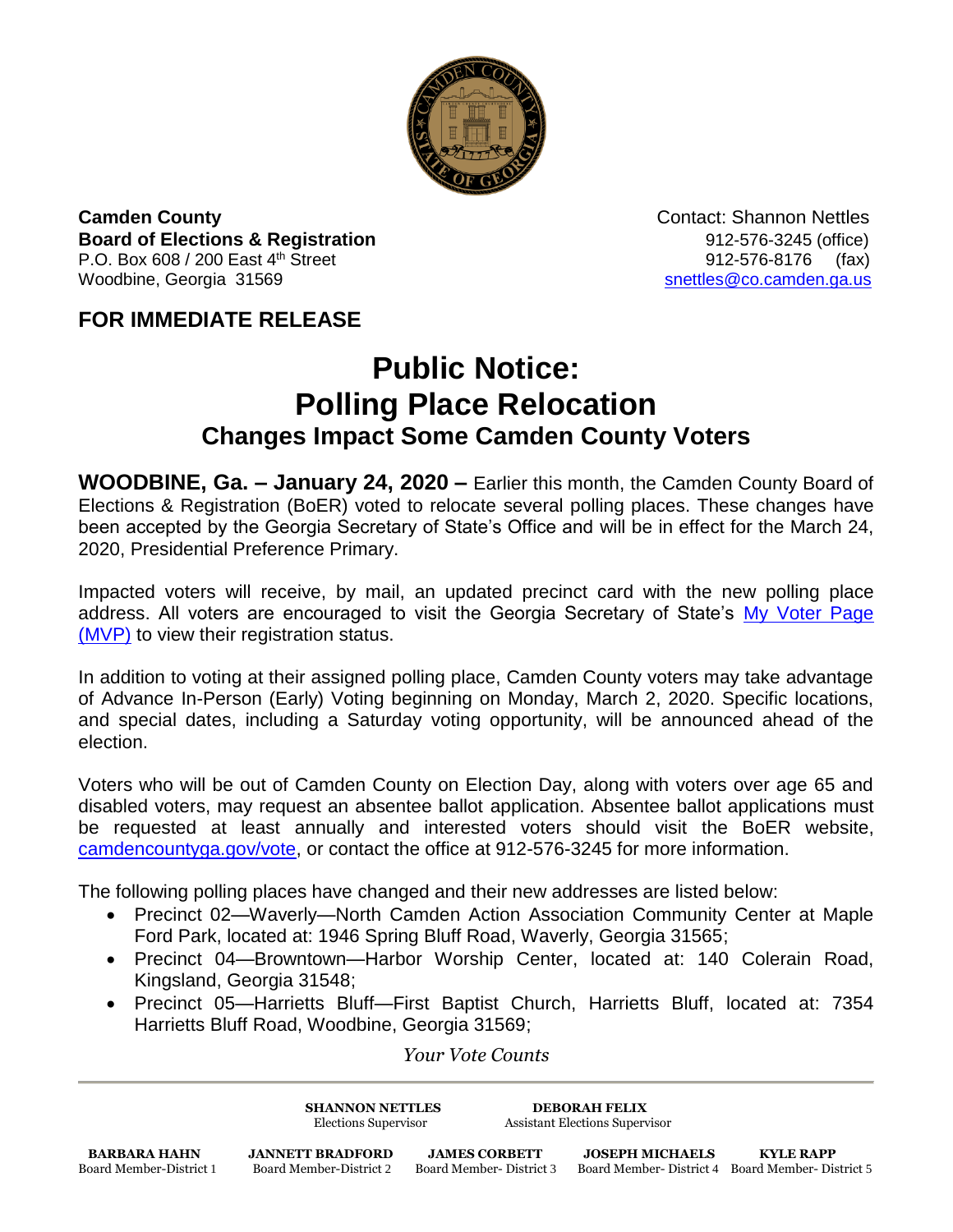**Camden County**
**Board of Elections & Registration**
P.O. Box 608 / 200 East 4th Street
Woodbine, Georgia 31569

Contact: Shannon Nettles
912-576-3245 (office)
912-576-8176 (fax)
snettles@co.camden.ga.us

## FOR IMMEDIATE RELEASE

# Public Notice: Polling Place Relocation

## Changes Impact Some Camden County Voters

**WOODBINE, Ga. – January 24, 2020 –** Earlier this month, the Camden County Board of Elections & Registration (BoER) voted to relocate several polling places. These changes have been accepted by the Georgia Secretary of State's Office and will be in effect for the March 24, 2020, Presidential Preference Primary.

Impacted voters will receive, by mail, an updated precinct card with the new polling place address. All voters are encouraged to visit the Georgia Secretary of State's My Voter Page (MVP) to view their registration status.

In addition to voting at their assigned polling place, Camden County voters may take advantage of Advance In-Person (Early) Voting beginning on Monday, March 2, 2020. Specific locations, and special dates, including a Saturday voting opportunity, will be announced ahead of the election.

Voters who will be out of Camden County on Election Day, along with voters over age 65 and disabled voters, may request an absentee ballot application. Absentee ballot applications must be requested at least annually and interested voters should visit the BoER website, camdencountyga.gov/vote, or contact the office at 912-576-3245 for more information.

The following polling places have changed and their new addresses are listed below:

- Precinct 02—Waverly—North Camden Action Association Community Center at Maple Ford Park, located at: 1946 Spring Bluff Road, Waverly, Georgia 31565;
- Precinct 04—Browntown—Harbor Worship Center, located at: 140 Colerain Road, Kingsland, Georgia 31548;
- Precinct 05—Harrietts Bluff—First Baptist Church, Harrietts Bluff, located at: 7354 Harrietts Bluff Road, Woodbine, Georgia 31569;

*Your Vote Counts*

**SHANNON NETTLES** Elections Supervisor
**DEBORAH FELIX** Assistant Elections Supervisor

**BARBARA HAHN** Board Member-District 1
**JANNETT BRADFORD** Board Member-District 2
**JAMES CORBETT** Board Member- District 3
**JOSEPH MICHAELS** Board Member- District 4
**KYLE RAPP** Board Member- District 5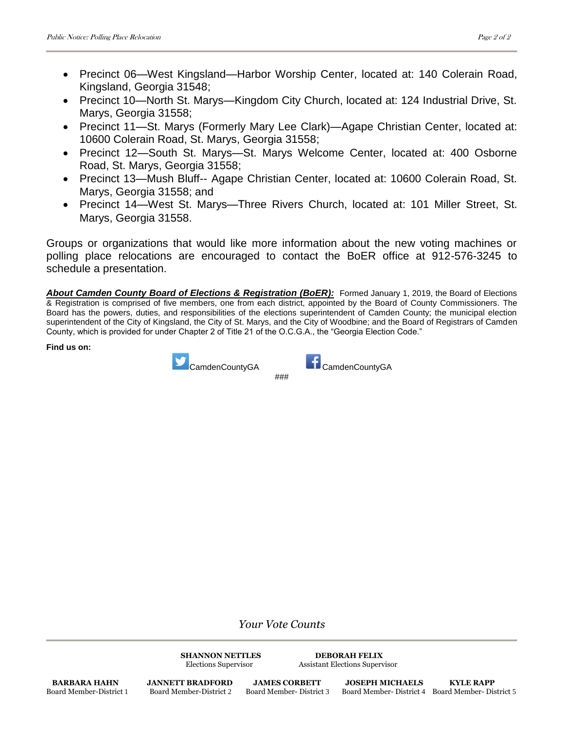- Precinct 06—West Kingsland—Harbor Worship Center, located at: 140 Colerain Road, Kingsland, Georgia 31548;
- Precinct 10—North St. Marys—Kingdom City Church, located at: 124 Industrial Drive, St. Marys, Georgia 31558;
- Precinct 11—St. Marys (Formerly Mary Lee Clark)—Agape Christian Center, located at: 10600 Colerain Road, St. Marys, Georgia 31558;
- Precinct 12—South St. Marys—St. Marys Welcome Center, located at: 400 Osborne Road, St. Marys, Georgia 31558;
- Precinct 13—Mush Bluff-- Agape Christian Center, located at: 10600 Colerain Road, St. Marys, Georgia 31558; and
- Precinct 14—West St. Marys—Three Rivers Church, located at: 101 Miller Street, St. Marys, Georgia 31558.

Groups or organizations that would like more information about the new voting machines or polling place relocations are encouraged to contact the BoER office at 912-576-3245 to schedule a presentation.

***About Camden County Board of Elections & Registration (BoER):*** Formed January 1, 2019, the Board of Elections & Registration is comprised of five members, one from each district, appointed by the Board of County Commissioners. The Board has the powers, duties, and responsibilities of the elections superintendent of Camden County; the municipal election superintendent of the City of Kingsland, the City of St. Marys, and the City of Woodbine; and the Board of Registrars of Camden County, which is provided for under Chapter 2 of Title 21 of the O.C.G.A., the "Georgia Election Code."

**Find us on:**

CamdenCountyGA CamdenCountyGA

###

*Your Vote Counts*

**SHANNON NETTLES**
Elections Supervisor

**DEBORAH FELIX**
Assistant Elections Supervisor

**BARBARA HAHN**
Board Member-District 1

**JANNETT BRADFORD**
Board Member-District 2

**JAMES CORBETT**
Board Member- District 3

**JOSEPH MICHAELS**
Board Member- District 4

**KYLE RAPP**
Board Member- District 5